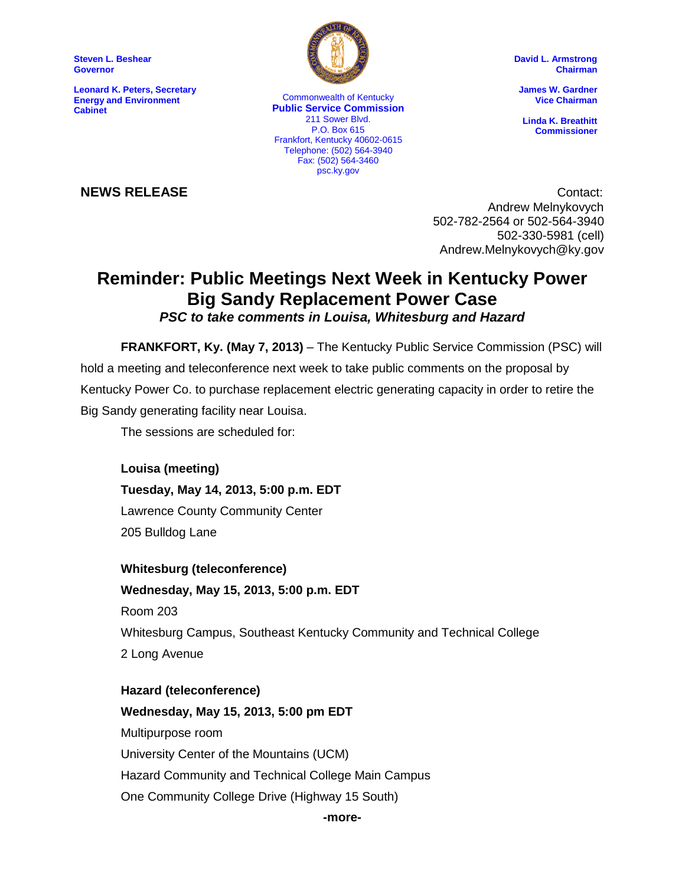Steven L. Beshear
Governor

Leonard K. Peters, Secretary
Energy and Environment Cabinet

Commonwealth of Kentucky
**Public Service Commission**
211 Sower Blvd.
P.O. Box 615
Frankfort, Kentucky 40602-0615
Telephone: (502) 564-3940
Fax: (502) 564-3460
psc.ky.gov

David L. Armstrong
Chairman

James W. Gardner
Vice Chairman

Linda K. Breathitt
Commissioner

**NEWS RELEASE**

Contact:
Andrew Melnykovych
502-782-2564 or 502-564-3940
502-330-5981 (cell)
Andrew.Melnykovych@ky.gov

# Reminder: Public Meetings Next Week in Kentucky Power Big Sandy Replacement Power Case

***PSC to take comments in Louisa, Whitesburg and Hazard***

**FRANKFORT, Ky. (May 7, 2013)** – The Kentucky Public Service Commission (PSC) will hold a meeting and teleconference next week to take public comments on the proposal by Kentucky Power Co. to purchase replacement electric generating capacity in order to retire the Big Sandy generating facility near Louisa.

The sessions are scheduled for:

**Louisa (meeting)**
**Tuesday, May 14, 2013, 5:00 p.m. EDT**
Lawrence County Community Center
205 Bulldog Lane

**Whitesburg (teleconference)**
**Wednesday, May 15, 2013, 5:00 p.m. EDT**
Room 203
Whitesburg Campus, Southeast Kentucky Community and Technical College
2 Long Avenue

**Hazard (teleconference)**
**Wednesday, May 15, 2013, 5:00 pm EDT**
Multipurpose room
University Center of the Mountains (UCM)
Hazard Community and Technical College Main Campus
One Community College Drive (Highway 15 South)

**-more-**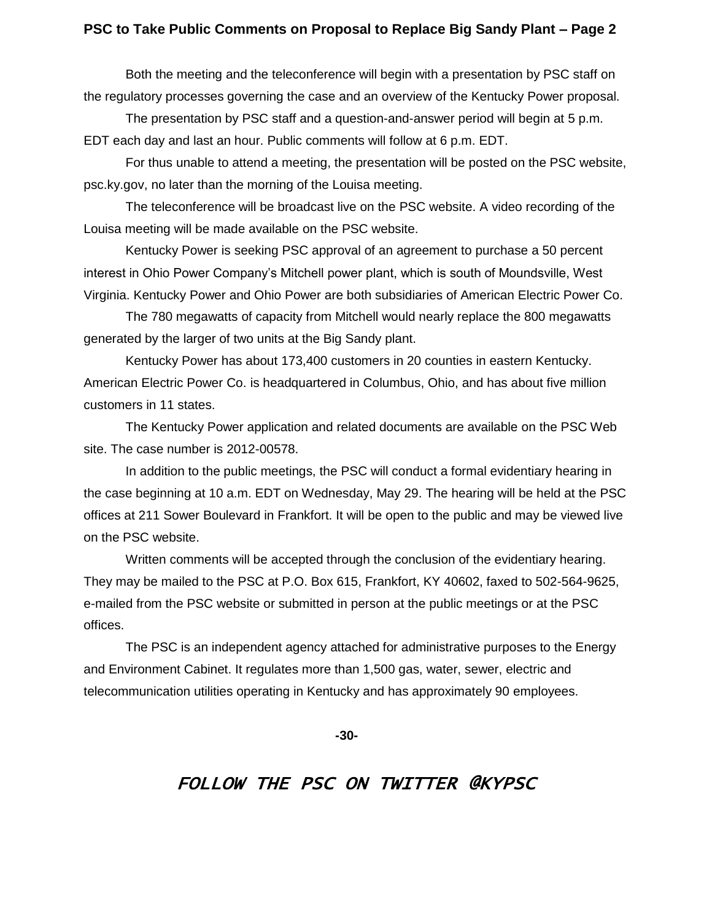Both the meeting and the teleconference will begin with a presentation by PSC staff on the regulatory processes governing the case and an overview of the Kentucky Power proposal.

The presentation by PSC staff and a question-and-answer period will begin at 5 p.m. EDT each day and last an hour. Public comments will follow at 6 p.m. EDT.

For thus unable to attend a meeting, the presentation will be posted on the PSC website, psc.ky.gov, no later than the morning of the Louisa meeting.

The teleconference will be broadcast live on the PSC website. A video recording of the Louisa meeting will be made available on the PSC website.

Kentucky Power is seeking PSC approval of an agreement to purchase a 50 percent interest in Ohio Power Company's Mitchell power plant, which is south of Moundsville, West Virginia. Kentucky Power and Ohio Power are both subsidiaries of American Electric Power Co.

The 780 megawatts of capacity from Mitchell would nearly replace the 800 megawatts generated by the larger of two units at the Big Sandy plant.

Kentucky Power has about 173,400 customers in 20 counties in eastern Kentucky. American Electric Power Co. is headquartered in Columbus, Ohio, and has about five million customers in 11 states.

The Kentucky Power application and related documents are available on the PSC Web site. The case number is 2012-00578.

In addition to the public meetings, the PSC will conduct a formal evidentiary hearing in the case beginning at 10 a.m. EDT on Wednesday, May 29. The hearing will be held at the PSC offices at 211 Sower Boulevard in Frankfort. It will be open to the public and may be viewed live on the PSC website.

Written comments will be accepted through the conclusion of the evidentiary hearing. They may be mailed to the PSC at P.O. Box 615, Frankfort, KY 40602, faxed to 502-564-9625, e-mailed from the PSC website or submitted in person at the public meetings or at the PSC offices.

The PSC is an independent agency attached for administrative purposes to the Energy and Environment Cabinet. It regulates more than 1,500 gas, water, sewer, electric and telecommunication utilities operating in Kentucky and has approximately 90 employees.

**-30-**

*FOLLOW THE PSC ON TWITTER @KYPSC*